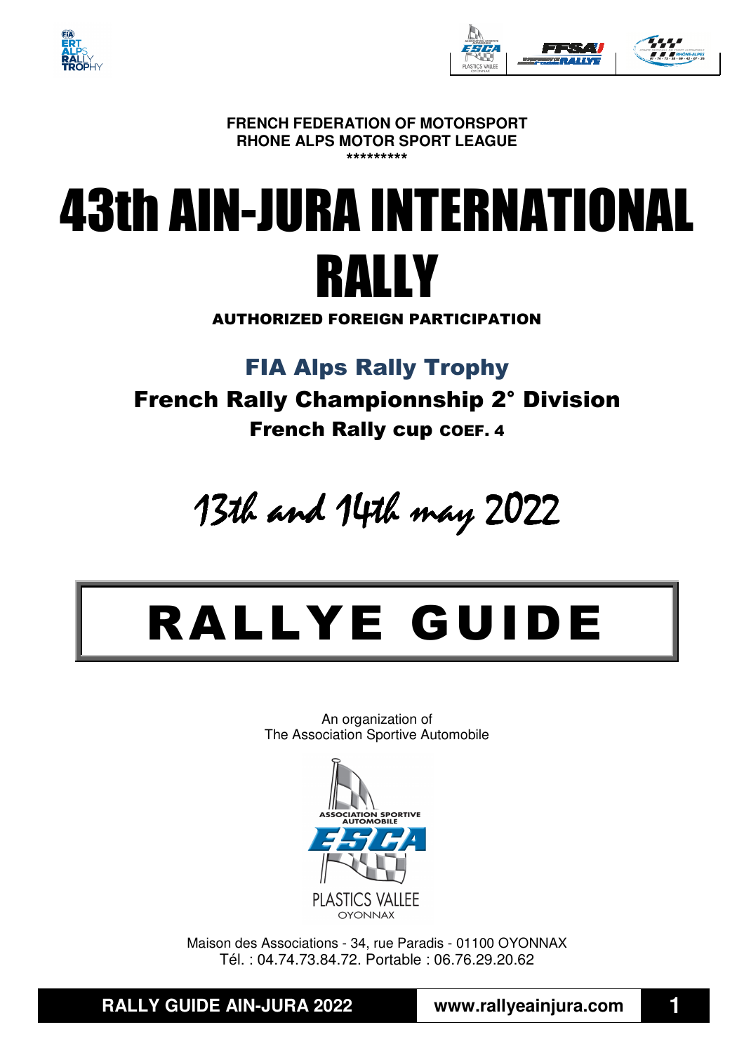**FRENCH FEDERATION OF MOTORSPORT**
**RHONE ALPS MOTOR SPORT LEAGUE**
*********

# 43th AIN-JURA INTERNATIONAL RALLY

**AUTHORIZED FOREIGN PARTICIPATION**

## FIA Alps Rally Trophy

### French Rally Championnship 2° Division

### French Rally cup COEF. 4

*13th and 14th may 2022*

# RALLYE GUIDE

An organization of
The Association Sportive Automobile

Maison des Associations - 34, rue Paradis - 01100 OYONNAX
Tél. : 04.74.73.84.72. Portable : 06.76.29.20.62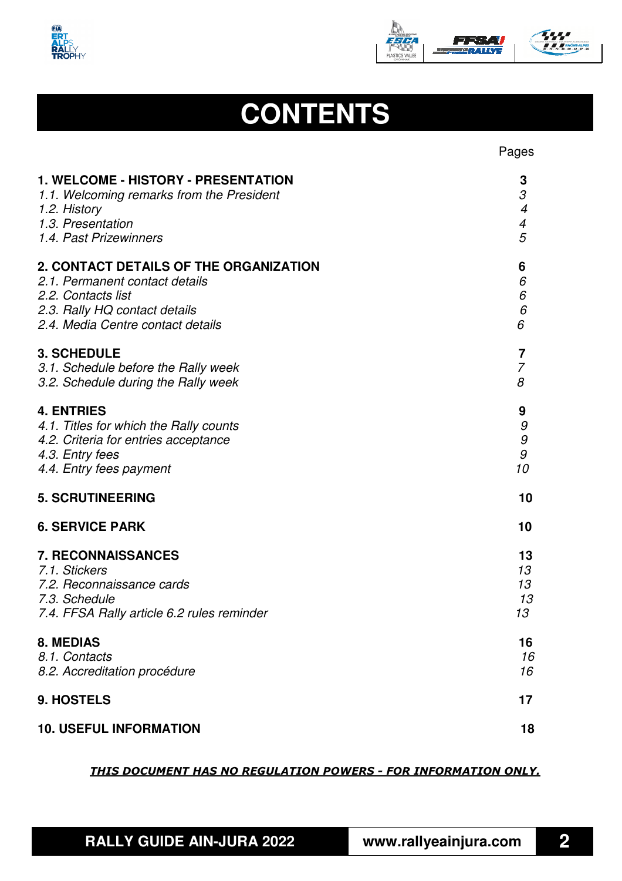# CONTENTS

| | Pages |
|---|---|
| **1. WELCOME - HISTORY - PRESENTATION** | **3** |
| *1.1. Welcoming remarks from the President* | *3* |
| *1.2. History* | *4* |
| *1.3. Presentation* | *4* |
| *1.4. Past Prizewinners* | *5* |
| **2. CONTACT DETAILS OF THE ORGANIZATION** | **6** |
| *2.1. Permanent contact details* | *6* |
| *2.2. Contacts list* | *6* |
| *2.3. Rally HQ contact details* | *6* |
| *2.4. Media Centre contact details* | *6* |
| **3. SCHEDULE** | **7** |
| *3.1. Schedule before the Rally week* | *7* |
| *3.2. Schedule during the Rally week* | *8* |
| **4. ENTRIES** | **9** |
| *4.1. Titles for which the Rally counts* | *9* |
| *4.2. Criteria for entries acceptance* | *9* |
| *4.3. Entry fees* | *9* |
| *4.4. Entry fees payment* | *10* |
| **5. SCRUTINEERING** | **10** |
| **6. SERVICE PARK** | **10** |
| **7. RECONNAISSANCES** | **13** |
| *7.1. Stickers* | *13* |
| *7.2. Reconnaissance cards* | *13* |
| *7.3. Schedule* | *13* |
| *7.4. FFSA Rally article 6.2 rules reminder* | *13* |
| **8. MEDIAS** | **16** |
| *8.1. Contacts* | *16* |
| *8.2. Accreditation procédure* | *16* |
| **9. HOSTELS** | **17** |
| **10. USEFUL INFORMATION** | **18** |

***THIS DOCUMENT HAS NO REGULATION POWERS - FOR INFORMATION ONLY.***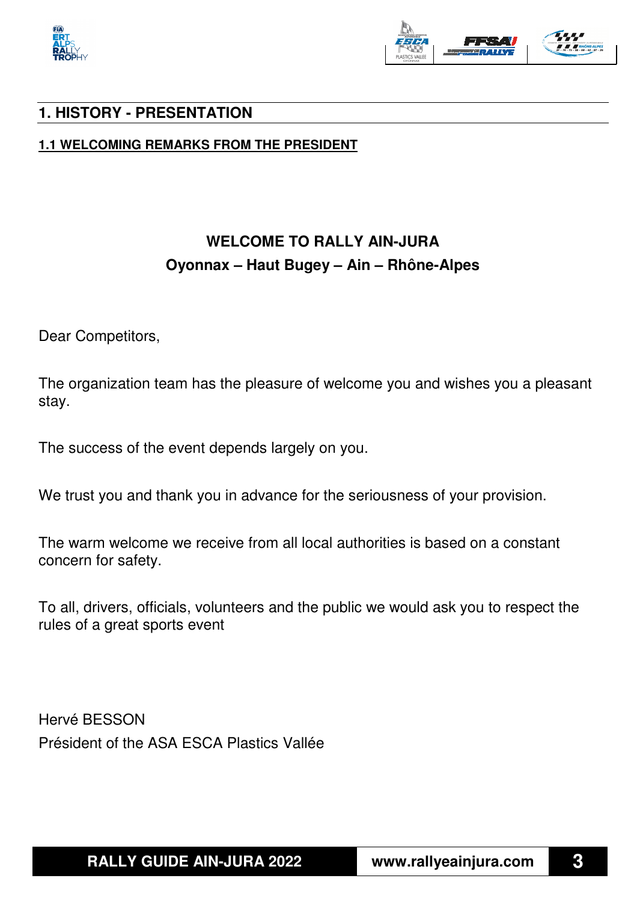# 1. HISTORY - PRESENTATION

## 1.1 WELCOMING REMARKS FROM THE PRESIDENT

**WELCOME TO RALLY AIN-JURA**

**Oyonnax – Haut Bugey – Ain – Rhône-Alpes**

Dear Competitors,

The organization team has the pleasure of welcome you and wishes you a pleasant stay.

The success of the event depends largely on you.

We trust you and thank you in advance for the seriousness of your provision.

The warm welcome we receive from all local authorities is based on a constant concern for safety.

To all, drivers, officials, volunteers and the public we would ask you to respect the rules of a great sports event

Hervé BESSON

Président of the ASA ESCA Plastics Vallée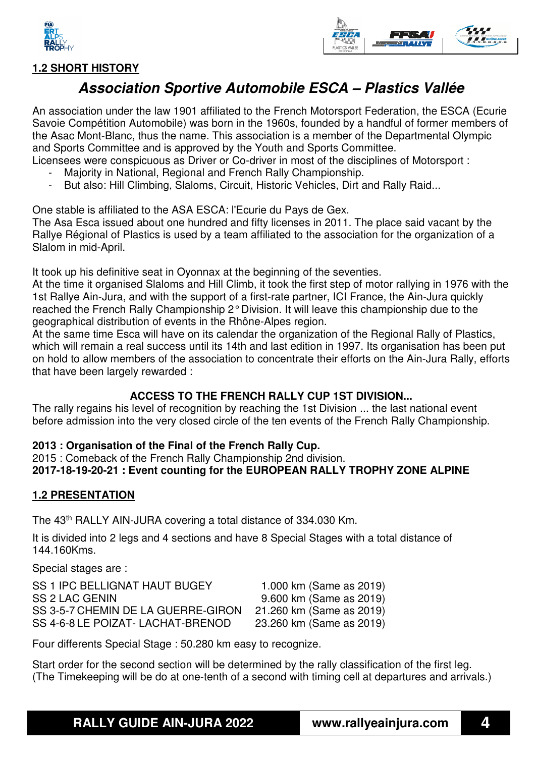## 1.2 SHORT HISTORY

# *Association Sportive Automobile ESCA – Plastics Vallée*

An association under the law 1901 affiliated to the French Motorsport Federation, the ESCA (Ecurie Savoie Compétition Automobile) was born in the 1960s, founded by a handful of former members of the Asac Mont-Blanc, thus the name. This association is a member of the Departmental Olympic and Sports Committee and is approved by the Youth and Sports Committee.
Licensees were conspicuous as Driver or Co-driver in most of the disciplines of Motorsport :

- Majority in National, Regional and French Rally Championship.
- But also: Hill Climbing, Slaloms, Circuit, Historic Vehicles, Dirt and Rally Raid...

One stable is affiliated to the ASA ESCA: l'Ecurie du Pays de Gex.
The Asa Esca issued about one hundred and fifty licenses in 2011. The place said vacant by the Rallye Régional of Plastics is used by a team affiliated to the association for the organization of a Slalom in mid-April.

It took up his definitive seat in Oyonnax at the beginning of the seventies.
At the time it organised Slaloms and Hill Climb, it took the first step of motor rallying in 1976 with the 1st Rallye Ain-Jura, and with the support of a first-rate partner, ICI France, the Ain-Jura quickly reached the French Rally Championship 2° Division. It will leave this championship due to the geographical distribution of events in the Rhône-Alpes region.
At the same time Esca will have on its calendar the organization of the Regional Rally of Plastics, which will remain a real success until its 14th and last edition in 1997. Its organisation has been put on hold to allow members of the association to concentrate their efforts on the Ain-Jura Rally, efforts that have been largely rewarded :

**ACCESS TO THE FRENCH RALLY CUP 1ST DIVISION...**

The rally regains his level of recognition by reaching the 1st Division ... the last national event before admission into the very closed circle of the ten events of the French Rally Championship.

**2013 : Organisation of the Final of the French Rally Cup.**
2015 : Comeback of the French Rally Championship 2nd division.
**2017-18-19-20-21 : Event counting for the EUROPEAN RALLY TROPHY ZONE ALPINE**

## 1.2 PRESENTATION

The 43th RALLY AIN-JURA covering a total distance of 334.030 Km.

It is divided into 2 legs and 4 sections and have 8 Special Stages with a total distance of 144.160Kms.

Special stages are :

| | |
|---|---|
| SS 1 IPC BELLIGNAT HAUT BUGEY | 1.000 km (Same as 2019) |
| SS 2 LAC GENIN | 9.600 km (Same as 2019) |
| SS 3-5-7 CHEMIN DE LA GUERRE-GIRON | 21.260 km (Same as 2019) |
| SS 4-6-8 LE POIZAT- LACHAT-BRENOD | 23.260 km (Same as 2019) |

Four differents Special Stage : 50.280 km easy to recognize.

Start order for the second section will be determined by the rally classification of the first leg.
(The Timekeeping will be do at one-tenth of a second with timing cell at departures and arrivals.)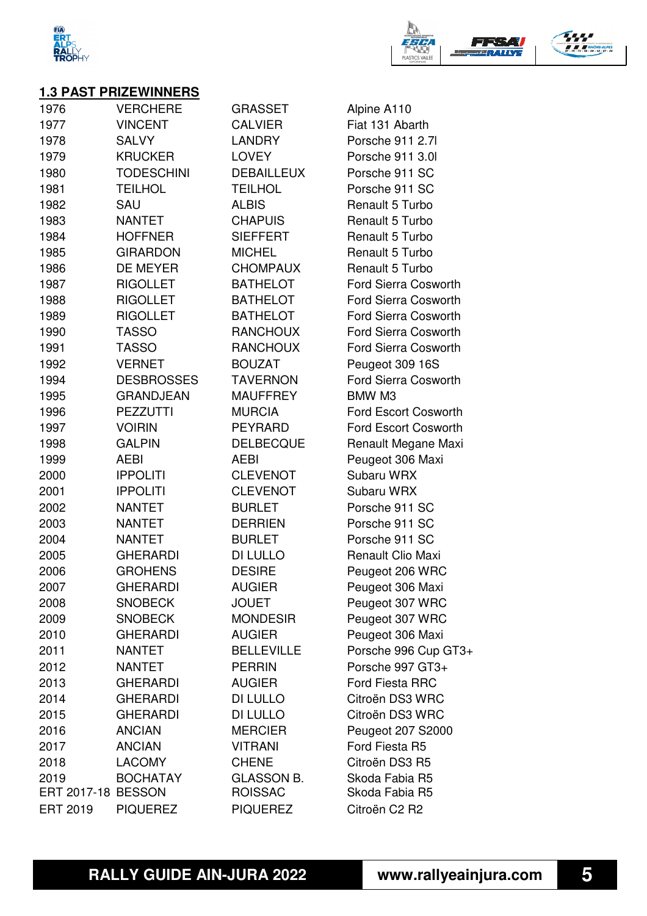## 1.3 PAST PRIZEWINNERS

| | | | |
|---|---|---|---|
| 1976 | VERCHERE | GRASSET | Alpine A110 |
| 1977 | VINCENT | CALVIER | Fiat 131 Abarth |
| 1978 | SALVY | LANDRY | Porsche 911 2.7l |
| 1979 | KRUCKER | LOVEY | Porsche 911 3.0l |
| 1980 | TODESCHINI | DEBAILLEUX | Porsche 911 SC |
| 1981 | TEILHOL | TEILHOL | Porsche 911 SC |
| 1982 | SAU | ALBIS | Renault 5 Turbo |
| 1983 | NANTET | CHAPUIS | Renault 5 Turbo |
| 1984 | HOFFNER | SIEFFERT | Renault 5 Turbo |
| 1985 | GIRARDON | MICHEL | Renault 5 Turbo |
| 1986 | DE MEYER | CHOMPAUX | Renault 5 Turbo |
| 1987 | RIGOLLET | BATHELOT | Ford Sierra Cosworth |
| 1988 | RIGOLLET | BATHELOT | Ford Sierra Cosworth |
| 1989 | RIGOLLET | BATHELOT | Ford Sierra Cosworth |
| 1990 | TASSO | RANCHOUX | Ford Sierra Cosworth |
| 1991 | TASSO | RANCHOUX | Ford Sierra Cosworth |
| 1992 | VERNET | BOUZAT | Peugeot 309 16S |
| 1994 | DESBROSSES | TAVERNON | Ford Sierra Cosworth |
| 1995 | GRANDJEAN | MAUFFREY | BMW M3 |
| 1996 | PEZZUTTI | MURCIA | Ford Escort Cosworth |
| 1997 | VOIRIN | PEYRARD | Ford Escort Cosworth |
| 1998 | GALPIN | DELBECQUE | Renault Megane Maxi |
| 1999 | AEBI | AEBI | Peugeot 306 Maxi |
| 2000 | IPPOLITI | CLEVENOT | Subaru WRX |
| 2001 | IPPOLITI | CLEVENOT | Subaru WRX |
| 2002 | NANTET | BURLET | Porsche 911 SC |
| 2003 | NANTET | DERRIEN | Porsche 911 SC |
| 2004 | NANTET | BURLET | Porsche 911 SC |
| 2005 | GHERARDI | DI LULLO | Renault Clio Maxi |
| 2006 | GROHENS | DESIRE | Peugeot 206 WRC |
| 2007 | GHERARDI | AUGIER | Peugeot 306 Maxi |
| 2008 | SNOBECK | JOUET | Peugeot 307 WRC |
| 2009 | SNOBECK | MONDESIR | Peugeot 307 WRC |
| 2010 | GHERARDI | AUGIER | Peugeot 306 Maxi |
| 2011 | NANTET | BELLEVILLE | Porsche 996 Cup GT3+ |
| 2012 | NANTET | PERRIN | Porsche 997 GT3+ |
| 2013 | GHERARDI | AUGIER | Ford Fiesta RRC |
| 2014 | GHERARDI | DI LULLO | Citroën DS3 WRC |
| 2015 | GHERARDI | DI LULLO | Citroën DS3 WRC |
| 2016 | ANCIAN | MERCIER | Peugeot 207 S2000 |
| 2017 | ANCIAN | VITRANI | Ford Fiesta R5 |
| 2018 | LACOMY | CHENE | Citroën DS3 R5 |
| 2019 | BOCHATAY | GLASSON B. | Skoda Fabia R5 |
| ERT 2017-18 | BESSON | ROISSAC | Skoda Fabia R5 |
| ERT 2019 | PIQUEREZ | PIQUEREZ | Citroën C2 R2 |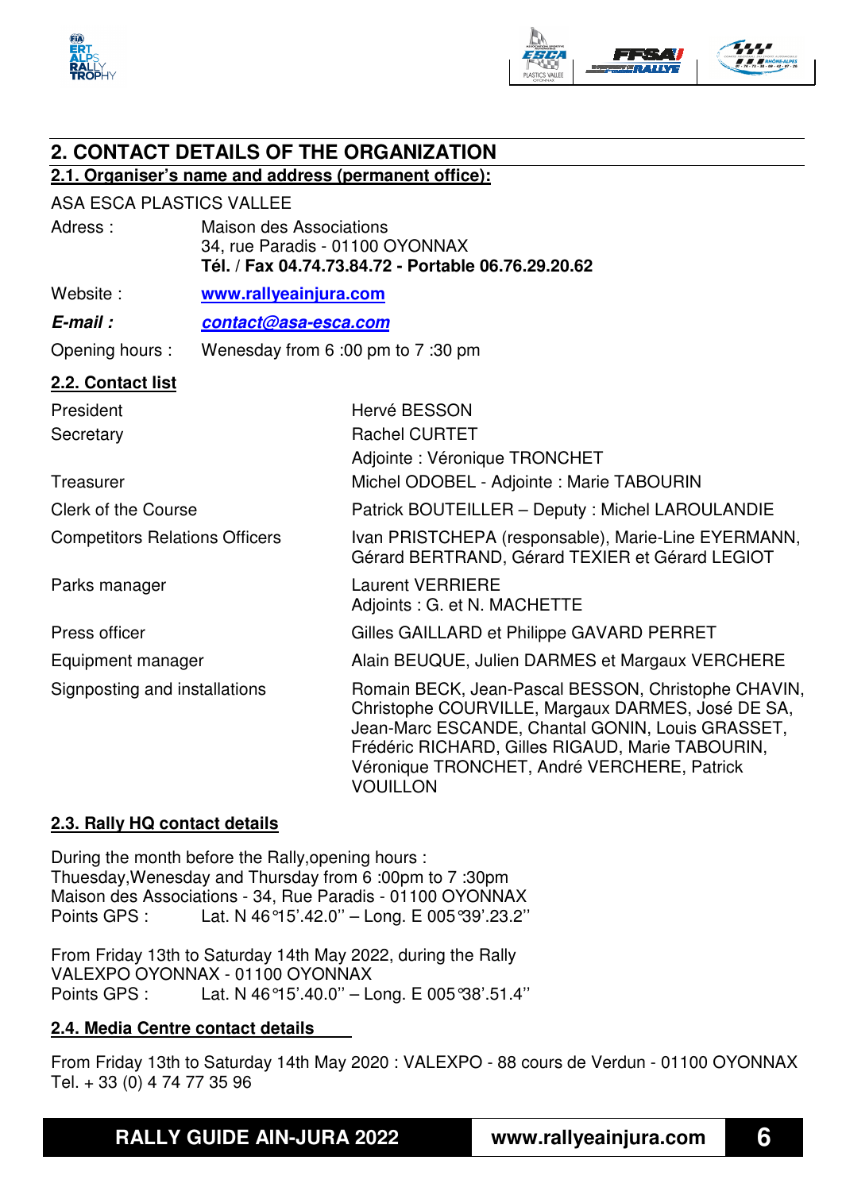## 2. CONTACT DETAILS OF THE ORGANIZATION

### 2.1. Organiser's name and address (permanent office):

ASA ESCA PLASTICS VALLEE

| | |
|---|---|
| Adress : | Maison des Associations<br>34, rue Paradis - 01100 OYONNAX<br>**Tél. / Fax 04.74.73.84.72 - Portable 06.76.29.20.62** |
| Website : | www.rallyeainjura.com |
| ***E-mail :*** | ***contact@asa-esca.com*** |
| Opening hours : | Wenesday from 6 :00 pm to 7 :30 pm |

### 2.2. Contact list

| | |
|---|---|
| President | Hervé BESSON |
| Secretary | Rachel CURTET<br>Adjointe : Véronique TRONCHET |
| Treasurer | Michel ODOBEL - Adjointe : Marie TABOURIN |
| Clerk of the Course | Patrick BOUTEILLER – Deputy : Michel LAROULANDIE |
| Competitors Relations Officers | Ivan PRISTCHEPA (responsable), Marie-Line EYERMANN, Gérard BERTRAND, Gérard TEXIER et Gérard LEGIOT |
| Parks manager | Laurent VERRIERE<br>Adjoints : G. et N. MACHETTE |
| Press officer | Gilles GAILLARD et Philippe GAVARD PERRET |
| Equipment manager | Alain BEUQUE, Julien DARMES et Margaux VERCHERE |
| Signposting and installations | Romain BECK, Jean-Pascal BESSON, Christophe CHAVIN, Christophe COURVILLE, Margaux DARMES, José DE SA, Jean-Marc ESCANDE, Chantal GONIN, Louis GRASSET, Frédéric RICHARD, Gilles RIGAUD, Marie TABOURIN, Véronique TRONCHET, André VERCHERE, Patrick VOUILLON |

### 2.3. Rally HQ contact details

During the month before the Rally,opening hours :
Thuesday,Wenesday and Thursday from 6 :00pm to 7 :30pm
Maison des Associations - 34, Rue Paradis - 01100 OYONNAX
Points GPS : Lat. N 46°15'.42.0'' – Long. E 005°39'.23.2''

From Friday 13th to Saturday 14th May 2022, during the Rally
VALEXPO OYONNAX - 01100 OYONNAX
Points GPS : Lat. N 46°15'.40.0'' – Long. E 005°38'.51.4''

### 2.4. Media Centre contact details

From Friday 13th to Saturday 14th May 2020 : VALEXPO - 88 cours de Verdun - 01100 OYONNAX
Tel. + 33 (0) 4 74 77 35 96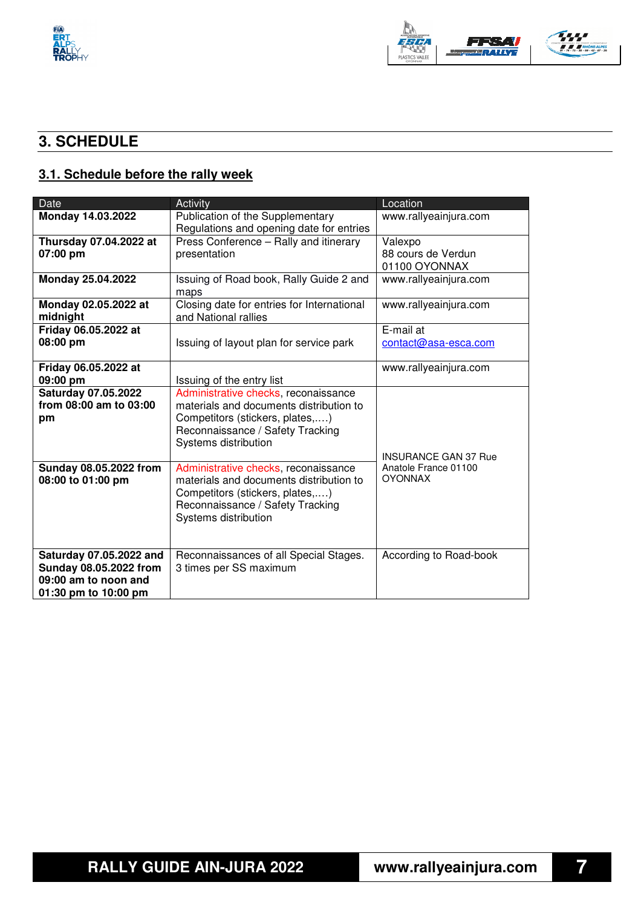## 3. SCHEDULE

### 3.1. Schedule before the rally week

| Date | Activity | Location |
|---|---|---|
| **Monday 14.03.2022** | Publication of the Supplementary Regulations and opening date for entries | www.rallyeainjura.com |
| **Thursday 07.04.2022 at 07:00 pm** | Press Conference – Rally and itinerary presentation | Valexpo 88 cours de Verdun 01100 OYONNAX |
| **Monday 25.04.2022** | Issuing of Road book, Rally Guide 2 and maps | www.rallyeainjura.com |
| **Monday 02.05.2022 at midnight** | Closing date for entries for International and National rallies | www.rallyeainjura.com |
| **Friday 06.05.2022 at 08:00 pm** | Issuing of layout plan for service park | E-mail at contact@asa-esca.com |
| **Friday 06.05.2022 at 09:00 pm** | Issuing of the entry list | www.rallyeainjura.com |
| **Saturday 07.05.2022 from 08:00 am to 03:00 pm** | Administrative checks, reconaissance materials and documents distribution to Competitors (stickers, plates,….) Reconnaissance / Safety Tracking Systems distribution | INSURANCE GAN 37 Rue Anatole France 01100 OYONNAX |
| **Sunday 08.05.2022 from 08:00 to 01:00 pm** | Administrative checks, reconaissance materials and documents distribution to Competitors (stickers, plates,….) Reconnaissance / Safety Tracking Systems distribution | INSURANCE GAN 37 Rue Anatole France 01100 OYONNAX |
| **Saturday 07.05.2022 and Sunday 08.05.2022 from 09:00 am to noon and 01:30 pm to 10:00 pm** | Reconnaissances of all Special Stages. 3 times per SS maximum | According to Road-book |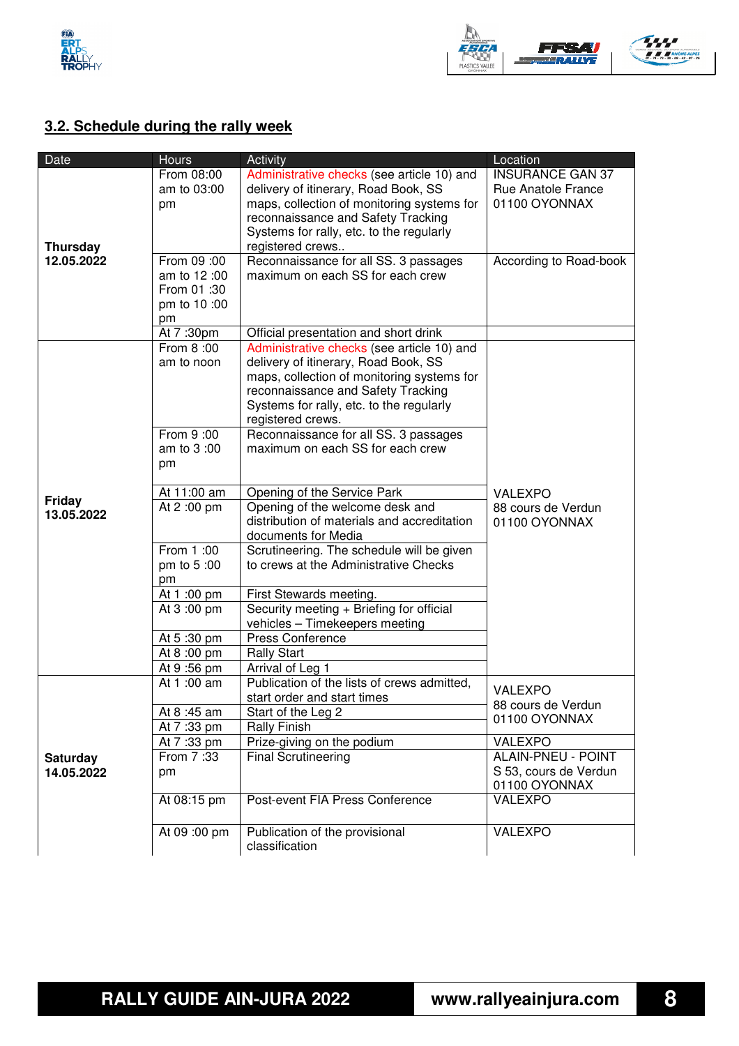## 3.2. Schedule during the rally week

| Date | Hours | Activity | Location |
|---|---|---|---|
| **Thursday 12.05.2022** | From 08:00 am to 03:00 pm | Administrative checks (see article 10) and delivery of itinerary, Road Book, SS maps, collection of monitoring systems for reconnaissance and Safety Tracking Systems for rally, etc. to the regularly registered crews.. | INSURANCE GAN 37 Rue Anatole France 01100 OYONNAX |
| | From 09 :00 am to 12 :00 From 01 :30 pm to 10 :00 pm | Reconnaissance for all SS. 3 passages maximum on each SS for each crew | According to Road-book |
| | At 7 :30pm | Official presentation and short drink | |
| **Friday 13.05.2022** | From 8 :00 am to noon | Administrative checks (see article 10) and delivery of itinerary, Road Book, SS maps, collection of monitoring systems for reconnaissance and Safety Tracking Systems for rally, etc. to the regularly registered crews. | VALEXPO 88 cours de Verdun 01100 OYONNAX |
| | From 9 :00 am to 3 :00 pm | Reconnaissance for all SS. 3 passages maximum on each SS for each crew | |
| | At 11:00 am | Opening of the Service Park | |
| | At 2 :00 pm | Opening of the welcome desk and distribution of materials and accreditation documents for Media | |
| | From 1 :00 pm to 5 :00 pm | Scrutineering. The schedule will be given to crews at the Administrative Checks | |
| | At 1 :00 pm | First Stewards meeting. | |
| | At 3 :00 pm | Security meeting + Briefing for official vehicles – Timekeepers meeting | |
| | At 5 :30 pm | Press Conference | |
| | At 8 :00 pm | Rally Start | |
| | At 9 :56 pm | Arrival of Leg 1 | |
| **Saturday 14.05.2022** | At 1 :00 am | Publication of the lists of crews admitted, start order and start times | VALEXPO 88 cours de Verdun 01100 OYONNAX |
| | At 8 :45 am | Start of the Leg 2 | |
| | At 7 :33 pm | Rally Finish | |
| | At 7 :33 pm | Prize-giving on the podium | VALEXPO |
| | From 7 :33 pm | Final Scrutineering | ALAIN-PNEU - POINT S 53, cours de Verdun 01100 OYONNAX |
| | At 08:15 pm | Post-event FIA Press Conference | VALEXPO |
| | At 09 :00 pm | Publication of the provisional classification | VALEXPO |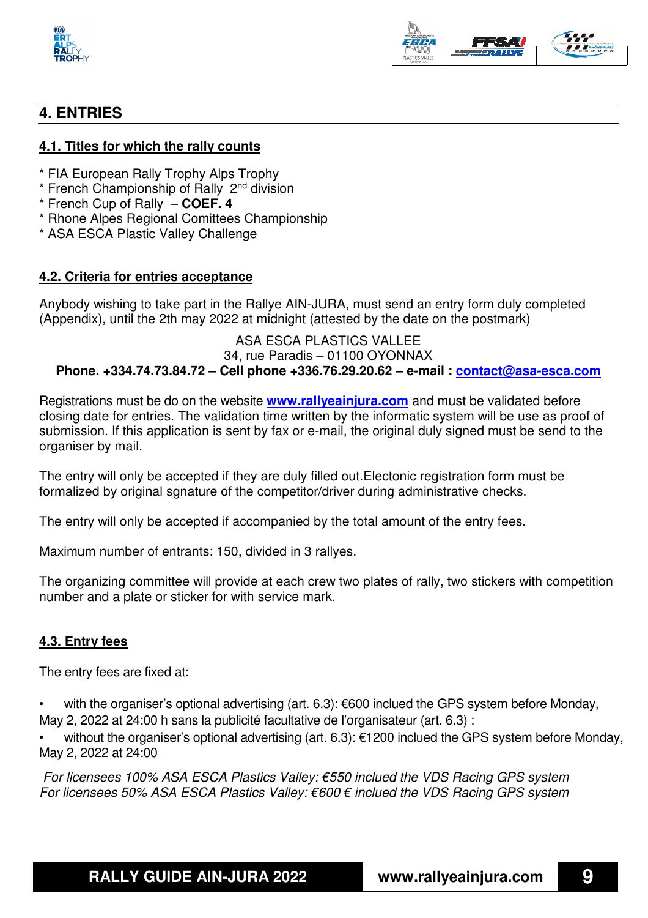## 4. ENTRIES

### 4.1. Titles for which the rally counts

* FIA European Rally Trophy Alps Trophy
* French Championship of Rally 2nd division
* French Cup of Rally – **COEF. 4**
* Rhone Alpes Regional Comittees Championship
* ASA ESCA Plastic Valley Challenge

### 4.2. Criteria for entries acceptance

Anybody wishing to take part in the Rallye AIN-JURA, must send an entry form duly completed (Appendix), until the 2th may 2022 at midnight (attested by the date on the postmark)

ASA ESCA PLASTICS VALLEE
34, rue Paradis – 01100 OYONNAX
**Phone. +334.74.73.84.72 – Cell phone +336.76.29.20.62 – e-mail : contact@asa-esca.com**

Registrations must be do on the website **www.rallyeainjura.com** and must be validated before closing date for entries. The validation time written by the informatic system will be use as proof of submission. If this application is sent by fax or e-mail, the original duly signed must be send to the organiser by mail.

The entry will only be accepted if they are duly filled out.Electonic registration form must be formalized by original sgnature of the competitor/driver during administrative checks.

The entry will only be accepted if accompanied by the total amount of the entry fees.

Maximum number of entrants: 150, divided in 3 rallyes.

The organizing committee will provide at each crew two plates of rally, two stickers with competition number and a plate or sticker for with service mark.

### 4.3. Entry fees

The entry fees are fixed at:

- with the organiser's optional advertising (art. 6.3): €600 inclued the GPS system before Monday, May 2, 2022 at 24:00 h sans la publicité facultative de l'organisateur (art. 6.3) :
- without the organiser's optional advertising (art. 6.3): €1200 inclued the GPS system before Monday, May 2, 2022 at 24:00

*For licensees 100% ASA ESCA Plastics Valley: €550 inclued the VDS Racing GPS system*
*For licensees 50% ASA ESCA Plastics Valley: €600 € inclued the VDS Racing GPS system*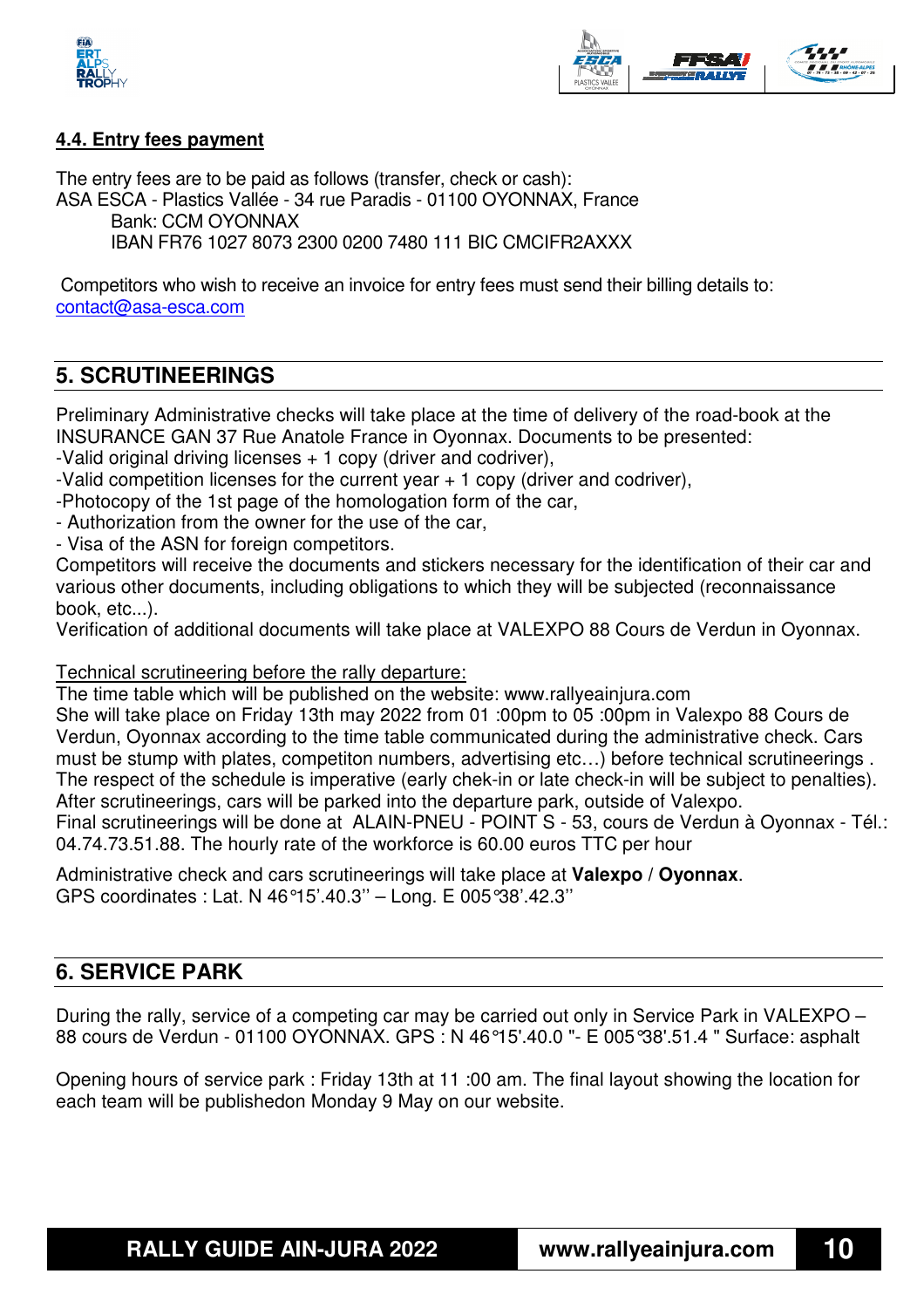#### 4.4. Entry fees payment

The entry fees are to be paid as follows (transfer, check or cash):
ASA ESCA - Plastics Vallée - 34 rue Paradis - 01100 OYONNAX, France
Bank: CCM OYONNAX
IBAN FR76 1027 8073 2300 0200 7480 111 BIC CMCIFR2AXXX

Competitors who wish to receive an invoice for entry fees must send their billing details to: contact@asa-esca.com

## 5. SCRUTINEERINGS

Preliminary Administrative checks will take place at the time of delivery of the road-book at the INSURANCE GAN 37 Rue Anatole France in Oyonnax. Documents to be presented:
-Valid original driving licenses + 1 copy (driver and codriver),
-Valid competition licenses for the current year + 1 copy (driver and codriver),
-Photocopy of the 1st page of the homologation form of the car,
- Authorization from the owner for the use of the car,
- Visa of the ASN for foreign competitors.
Competitors will receive the documents and stickers necessary for the identification of their car and various other documents, including obligations to which they will be subjected (reconnaissance book, etc...).
Verification of additional documents will take place at VALEXPO 88 Cours de Verdun in Oyonnax.

Technical scrutineering before the rally departure:
The time table which will be published on the website: www.rallyeainjura.com
She will take place on Friday 13th may 2022 from 01 :00pm to 05 :00pm in Valexpo 88 Cours de Verdun, Oyonnax according to the time table communicated during the administrative check. Cars must be stump with plates, competiton numbers, advertising etc…) before technical scrutineerings . The respect of the schedule is imperative (early chek-in or late check-in will be subject to penalties).
After scrutineerings, cars will be parked into the departure park, outside of Valexpo.
Final scrutineerings will be done at ALAIN-PNEU - POINT S - 53, cours de Verdun à Oyonnax - Tél.: 04.74.73.51.88. The hourly rate of the workforce is 60.00 euros TTC per hour

Administrative check and cars scrutineerings will take place at **Valexpo** / **Oyonnax**.
GPS coordinates : Lat. N 46°15'.40.3'' – Long. E 005°38'.42.3''

## 6. SERVICE PARK

During the rally, service of a competing car may be carried out only in Service Park in VALEXPO – 88 cours de Verdun - 01100 OYONNAX. GPS : N 46°15'.40.0 "- E 005°38'.51.4 " Surface: asphalt

Opening hours of service park : Friday 13th at 11 :00 am. The final layout showing the location for each team will be publishedon Monday 9 May on our website.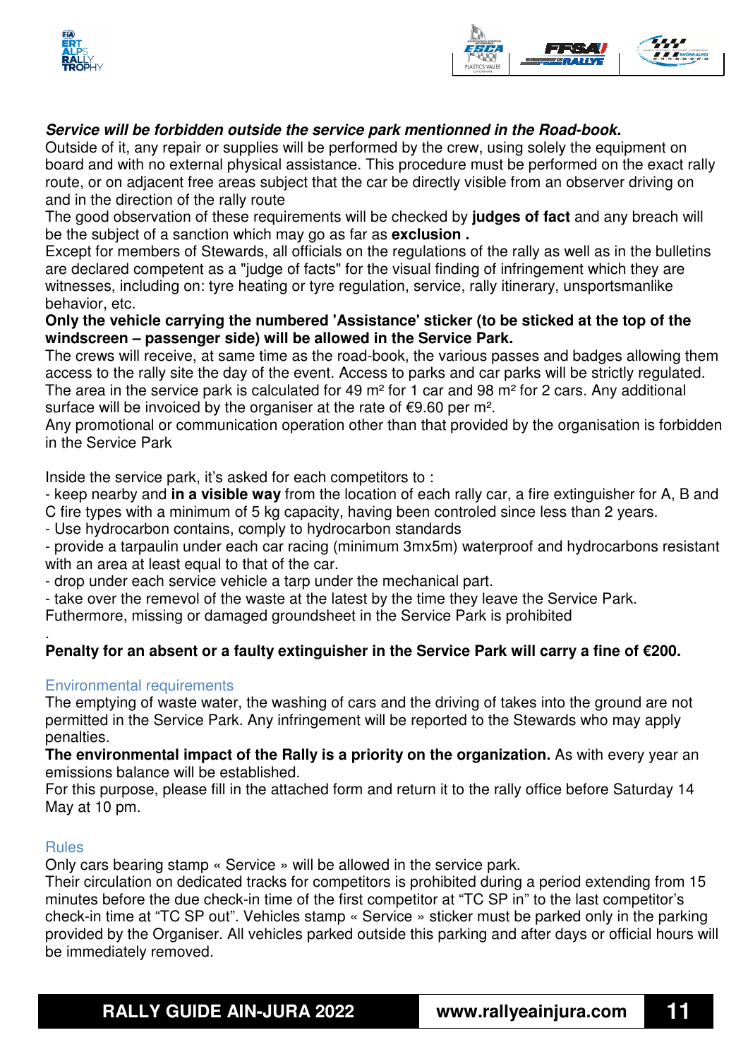***Service will be forbidden outside the service park mentionned in the Road-book.***

Outside of it, any repair or supplies will be performed by the crew, using solely the equipment on board and with no external physical assistance. This procedure must be performed on the exact rally route, or on adjacent free areas subject that the car be directly visible from an observer driving on and in the direction of the rally route

The good observation of these requirements will be checked by **judges of fact** and any breach will be the subject of a sanction which may go as far as **exclusion .**

Except for members of Stewards, all officials on the regulations of the rally as well as in the bulletins are declared competent as a "judge of facts" for the visual finding of infringement which they are witnesses, including on: tyre heating or tyre regulation, service, rally itinerary, unsportsmanlike behavior, etc.

**Only the vehicle carrying the numbered 'Assistance' sticker (to be sticked at the top of the windscreen – passenger side) will be allowed in the Service Park.**

The crews will receive, at same time as the road-book, the various passes and badges allowing them access to the rally site the day of the event. Access to parks and car parks will be strictly regulated.

The area in the service park is calculated for 49 m² for 1 car and 98 m² for 2 cars. Any additional surface will be invoiced by the organiser at the rate of €9.60 per m².

Any promotional or communication operation other than that provided by the organisation is forbidden in the Service Park

Inside the service park, it's asked for each competitors to :

- keep nearby and **in a visible way** from the location of each rally car, a fire extinguisher for A, B and C fire types with a minimum of 5 kg capacity, having been controled since less than 2 years.
- Use hydrocarbon contains, comply to hydrocarbon standards
- provide a tarpaulin under each car racing (minimum 3mx5m) waterproof and hydrocarbons resistant with an area at least equal to that of the car.
- drop under each service vehicle a tarp under the mechanical part.
- take over the remevol of the waste at the latest by the time they leave the Service Park.

Futhermore, missing or damaged groundsheet in the Service Park is prohibited

.

**Penalty for an absent or a faulty extinguisher in the Service Park will carry a fine of €200.**

## Environmental requirements

The emptying of waste water, the washing of cars and the driving of takes into the ground are not permitted in the Service Park. Any infringement will be reported to the Stewards who may apply penalties.

**The environmental impact of the Rally is a priority on the organization.** As with every year an emissions balance will be established.

For this purpose, please fill in the attached form and return it to the rally office before Saturday 14 May at 10 pm.

## Rules

Only cars bearing stamp « Service » will be allowed in the service park.

Their circulation on dedicated tracks for competitors is prohibited during a period extending from 15 minutes before the due check-in time of the first competitor at "TC SP in" to the last competitor's check-in time at "TC SP out". Vehicles stamp « Service » sticker must be parked only in the parking provided by the Organiser. All vehicles parked outside this parking and after days or official hours will be immediately removed.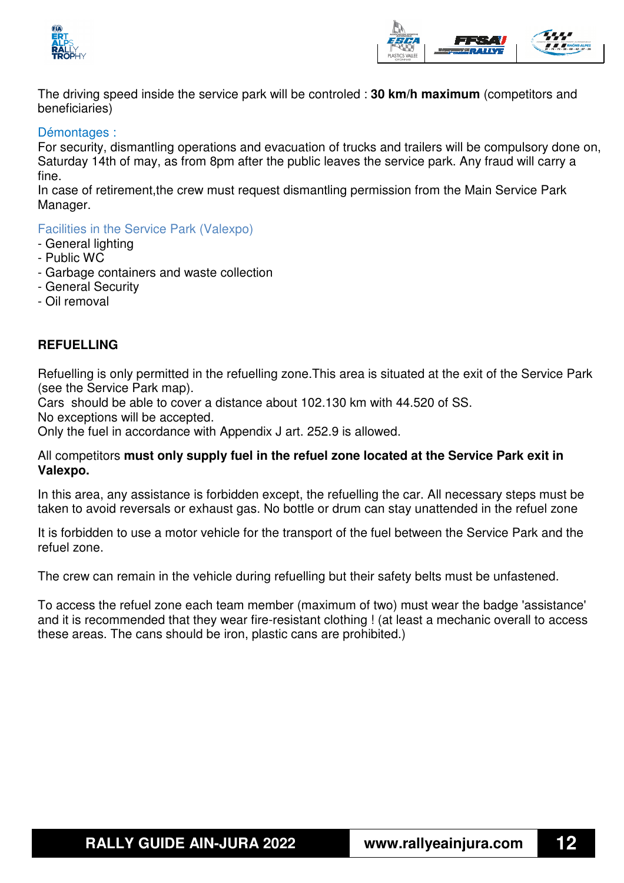The driving speed inside the service park will be controled : **30 km/h maximum** (competitors and beneficiaries)

### Démontages :

For security, dismantling operations and evacuation of trucks and trailers will be compulsory done on, Saturday 14th of may, as from 8pm after the public leaves the service park. Any fraud will carry a fine.

In case of retirement,the crew must request dismantling permission from the Main Service Park Manager.

### Facilities in the Service Park (Valexpo)

- General lighting
- Public WC
- Garbage containers and waste collection
- General Security
- Oil removal

## REFUELLING

Refuelling is only permitted in the refuelling zone.This area is situated at the exit of the Service Park (see the Service Park map).

Cars  should be able to cover a distance about 102.130 km with 44.520 of SS.

No exceptions will be accepted.

Only the fuel in accordance with Appendix J art. 252.9 is allowed.

All competitors **must only supply fuel in the refuel zone located at the Service Park exit in Valexpo.**

In this area, any assistance is forbidden except, the refuelling the car. All necessary steps must be taken to avoid reversals or exhaust gas. No bottle or drum can stay unattended in the refuel zone

It is forbidden to use a motor vehicle for the transport of the fuel between the Service Park and the refuel zone.

The crew can remain in the vehicle during refuelling but their safety belts must be unfastened.

To access the refuel zone each team member (maximum of two) must wear the badge 'assistance' and it is recommended that they wear fire-resistant clothing ! (at least a mechanic overall to access these areas. The cans should be iron, plastic cans are prohibited.)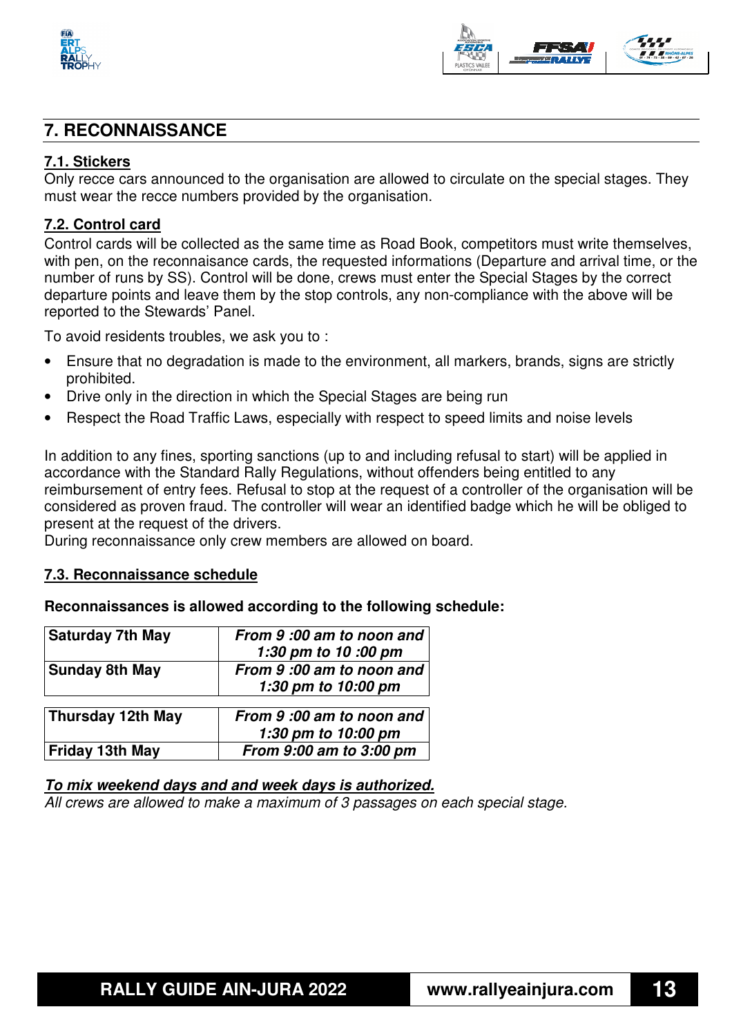## 7. RECONNAISSANCE

### 7.1. Stickers

Only recce cars announced to the organisation are allowed to circulate on the special stages. They must wear the recce numbers provided by the organisation.

### 7.2. Control card

Control cards will be collected as the same time as Road Book, competitors must write themselves, with pen, on the reconnaisance cards, the requested informations (Departure and arrival time, or the number of runs by SS). Control will be done, crews must enter the Special Stages by the correct departure points and leave them by the stop controls, any non-compliance with the above will be reported to the Stewards' Panel.

To avoid residents troubles, we ask you to :

- Ensure that no degradation is made to the environment, all markers, brands, signs are strictly prohibited.
- Drive only in the direction in which the Special Stages are being run
- Respect the Road Traffic Laws, especially with respect to speed limits and noise levels

In addition to any fines, sporting sanctions (up to and including refusal to start) will be applied in accordance with the Standard Rally Regulations, without offenders being entitled to any reimbursement of entry fees. Refusal to stop at the request of a controller of the organisation will be considered as proven fraud. The controller will wear an identified badge which he will be obliged to present at the request of the drivers.
During reconnaissance only crew members are allowed on board.

### 7.3. Reconnaissance schedule

**Reconnaissances is allowed according to the following schedule:**

| | |
|---|---|
| **Saturday 7th May** | ***From 9 :00 am to noon and 1:30 pm to 10 :00 pm*** |
| **Sunday 8th May** | ***From 9 :00 am to noon and 1:30 pm to 10:00 pm*** |
| **Thursday 12th May** | ***From 9 :00 am to noon and 1:30 pm to 10:00 pm*** |
| **Friday 13th May** | ***From 9:00 am to 3:00 pm*** |

***To mix weekend days and and week days is authorized.***

*All crews are allowed to make a maximum of 3 passages on each special stage.*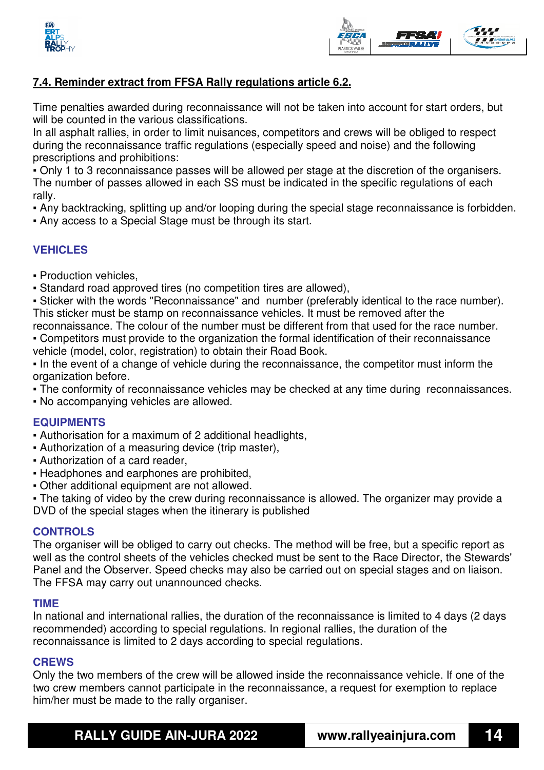## 7.4. Reminder extract from FFSA Rally regulations article 6.2.

Time penalties awarded during reconnaissance will not be taken into account for start orders, but will be counted in the various classifications.
In all asphalt rallies, in order to limit nuisances, competitors and crews will be obliged to respect during the reconnaissance traffic regulations (especially speed and noise) and the following prescriptions and prohibitions:

- Only 1 to 3 reconnaissance passes will be allowed per stage at the discretion of the organisers. The number of passes allowed in each SS must be indicated in the specific regulations of each rally.
- Any backtracking, splitting up and/or looping during the special stage reconnaissance is forbidden.
- Any access to a Special Stage must be through its start.

### VEHICLES

- Production vehicles,
- Standard road approved tires (no competition tires are allowed),
- Sticker with the words "Reconnaissance" and number (preferably identical to the race number). This sticker must be stamp on reconnaissance vehicles. It must be removed after the reconnaissance. The colour of the number must be different from that used for the race number.
- Competitors must provide to the organization the formal identification of their reconnaissance vehicle (model, color, registration) to obtain their Road Book.
- In the event of a change of vehicle during the reconnaissance, the competitor must inform the organization before.
- The conformity of reconnaissance vehicles may be checked at any time during reconnaissances.
- No accompanying vehicles are allowed.

### EQUIPMENTS

- Authorisation for a maximum of 2 additional headlights,
- Authorization of a measuring device (trip master),
- Authorization of a card reader,
- Headphones and earphones are prohibited,
- Other additional equipment are not allowed.
- The taking of video by the crew during reconnaissance is allowed. The organizer may provide a DVD of the special stages when the itinerary is published

### CONTROLS

The organiser will be obliged to carry out checks. The method will be free, but a specific report as well as the control sheets of the vehicles checked must be sent to the Race Director, the Stewards' Panel and the Observer. Speed checks may also be carried out on special stages and on liaison. The FFSA may carry out unannounced checks.

### TIME

In national and international rallies, the duration of the reconnaissance is limited to 4 days (2 days recommended) according to special regulations. In regional rallies, the duration of the reconnaissance is limited to 2 days according to special regulations.

### CREWS

Only the two members of the crew will be allowed inside the reconnaissance vehicle. If one of the two crew members cannot participate in the reconnaissance, a request for exemption to replace him/her must be made to the rally organiser.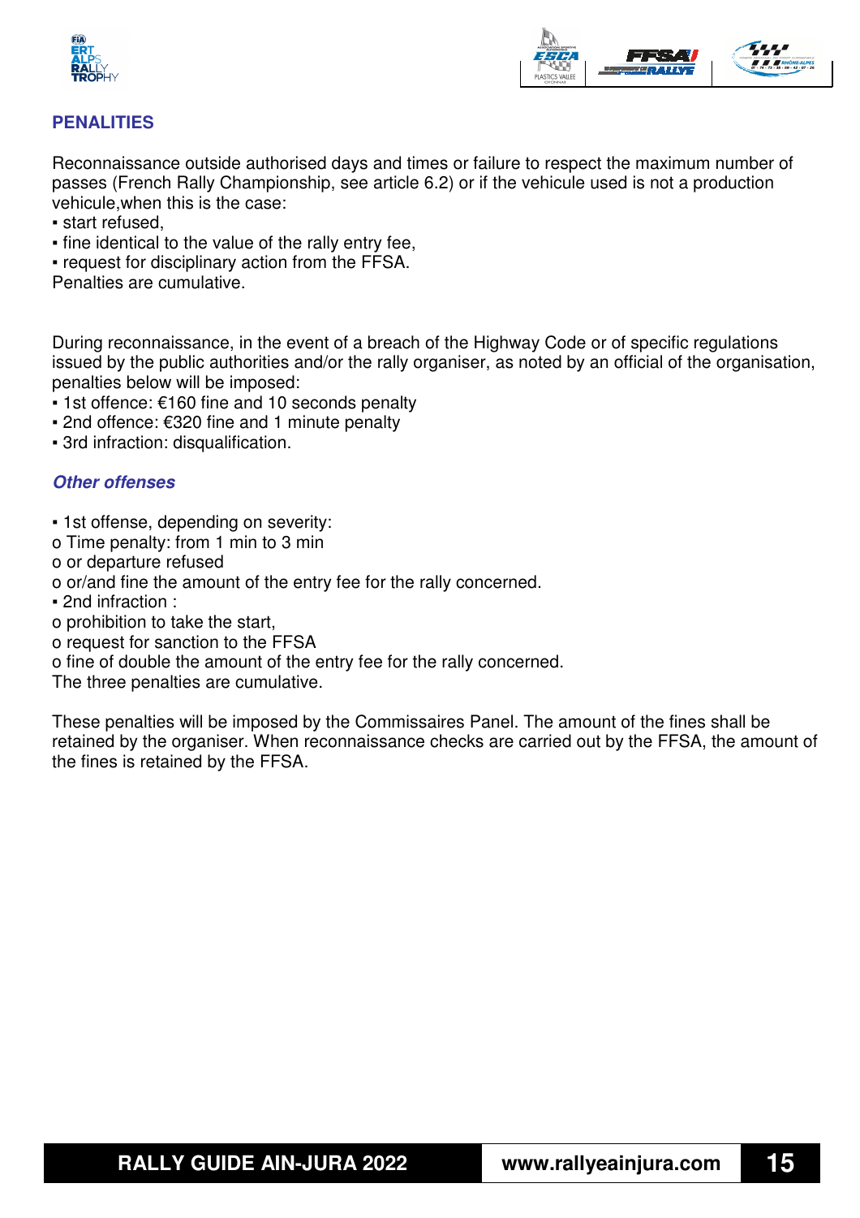## PENALITIES

Reconnaissance outside authorised days and times or failure to respect the maximum number of passes (French Rally Championship, see article 6.2) or if the vehicule used is not a production vehicule,when this is the case:

- start refused,
- fine identical to the value of the rally entry fee,
- request for disciplinary action from the FFSA.

Penalties are cumulative.

During reconnaissance, in the event of a breach of the Highway Code or of specific regulations issued by the public authorities and/or the rally organiser, as noted by an official of the organisation, penalties below will be imposed:

- 1st offence: €160 fine and 10 seconds penalty
- 2nd offence: €320 fine and 1 minute penalty
- 3rd infraction: disqualification.

### *Other offenses*

- 1st offense, depending on severity:
  - o Time penalty: from 1 min to 3 min
  - o or departure refused
  - o or/and fine the amount of the entry fee for the rally concerned.
- 2nd infraction :
  - o prohibition to take the start,
  - o request for sanction to the FFSA
  - o fine of double the amount of the entry fee for the rally concerned.

The three penalties are cumulative.

These penalties will be imposed by the Commissaires Panel. The amount of the fines shall be retained by the organiser. When reconnaissance checks are carried out by the FFSA, the amount of the fines is retained by the FFSA.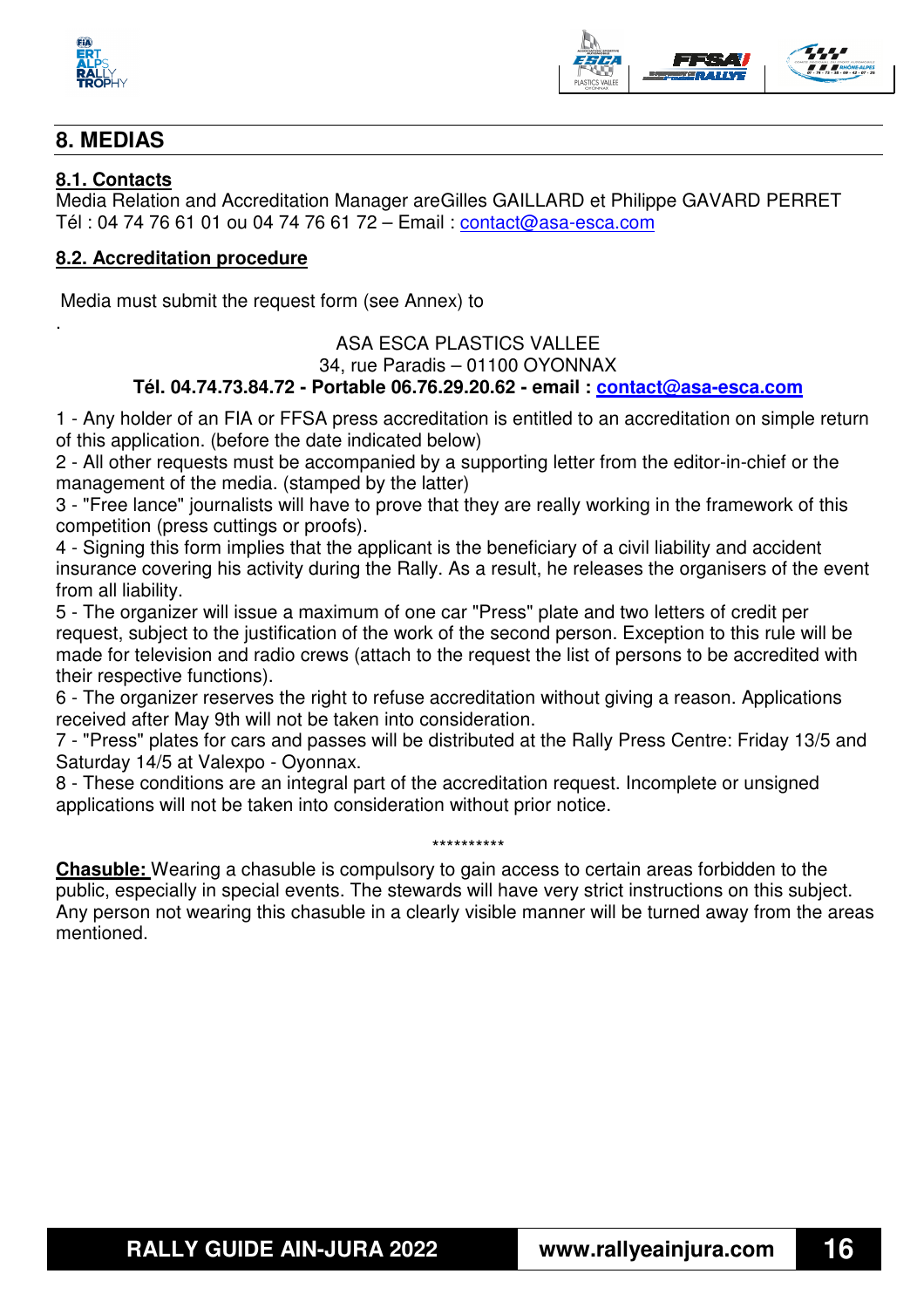## 8. MEDIAS

### 8.1. Contacts

Media Relation and Accreditation Manager areGilles GAILLARD et Philippe GAVARD PERRET
Tél : 04 74 76 61 01 ou 04 74 76 61 72 – Email : contact@asa-esca.com

### 8.2. Accreditation procedure

Media must submit the request form (see Annex) to

.

ASA ESCA PLASTICS VALLEE
34, rue Paradis – 01100 OYONNAX
**Tél. 04.74.73.84.72 - Portable 06.76.29.20.62 - email : contact@asa-esca.com**

1 - Any holder of an FIA or FFSA press accreditation is entitled to an accreditation on simple return of this application. (before the date indicated below)
2 - All other requests must be accompanied by a supporting letter from the editor-in-chief or the management of the media. (stamped by the latter)
3 - "Free lance" journalists will have to prove that they are really working in the framework of this competition (press cuttings or proofs).
4 - Signing this form implies that the applicant is the beneficiary of a civil liability and accident insurance covering his activity during the Rally. As a result, he releases the organisers of the event from all liability.
5 - The organizer will issue a maximum of one car "Press" plate and two letters of credit per request, subject to the justification of the work of the second person. Exception to this rule will be made for television and radio crews (attach to the request the list of persons to be accredited with their respective functions).
6 - The organizer reserves the right to refuse accreditation without giving a reason. Applications received after May 9th will not be taken into consideration.
7 - "Press" plates for cars and passes will be distributed at the Rally Press Centre: Friday 13/5 and Saturday 14/5 at Valexpo - Oyonnax.
8 - These conditions are an integral part of the accreditation request. Incomplete or unsigned applications will not be taken into consideration without prior notice.

**********

**Chasuble:** Wearing a chasuble is compulsory to gain access to certain areas forbidden to the public, especially in special events. The stewards will have very strict instructions on this subject. Any person not wearing this chasuble in a clearly visible manner will be turned away from the areas mentioned.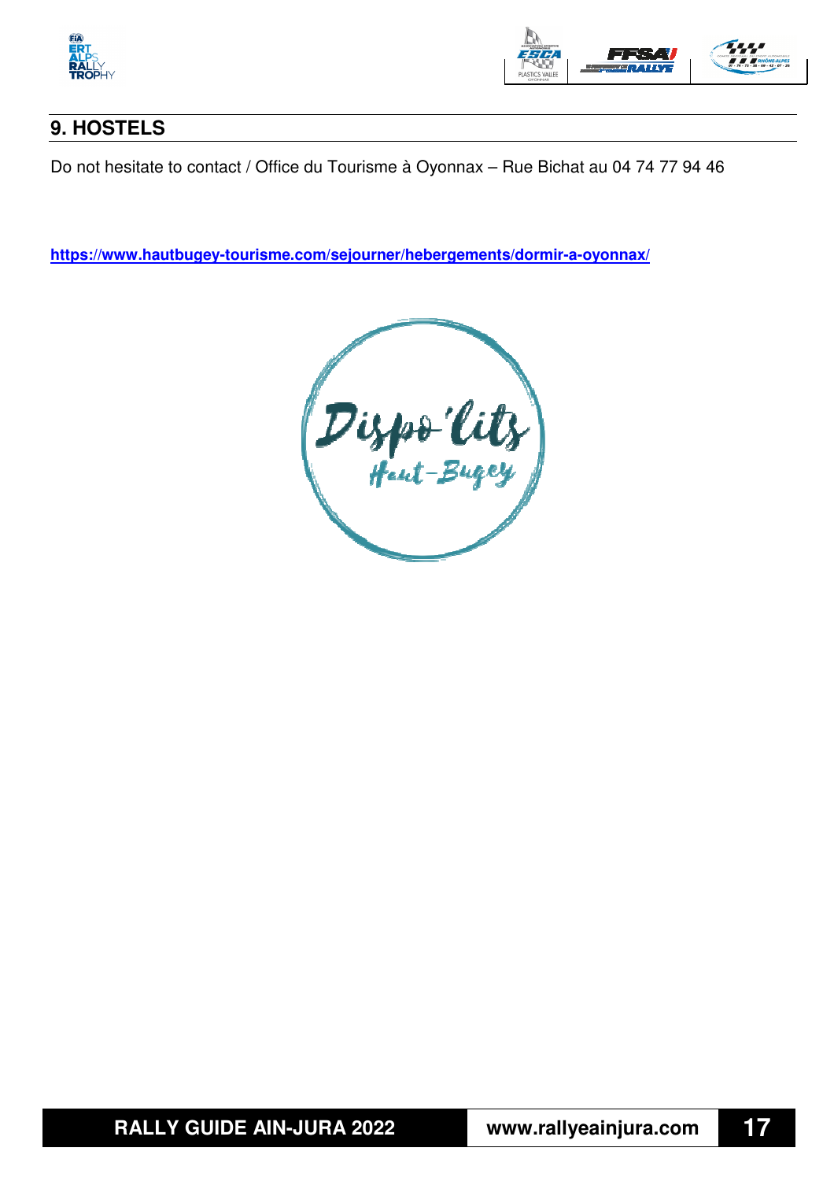## 9. HOSTELS

Do not hesitate to contact / Office du Tourisme à Oyonnax – Rue Bichat au 04 74 77 94 46

**https://www.hautbugey-tourisme.com/sejourner/hebergements/dormir-a-oyonnax/**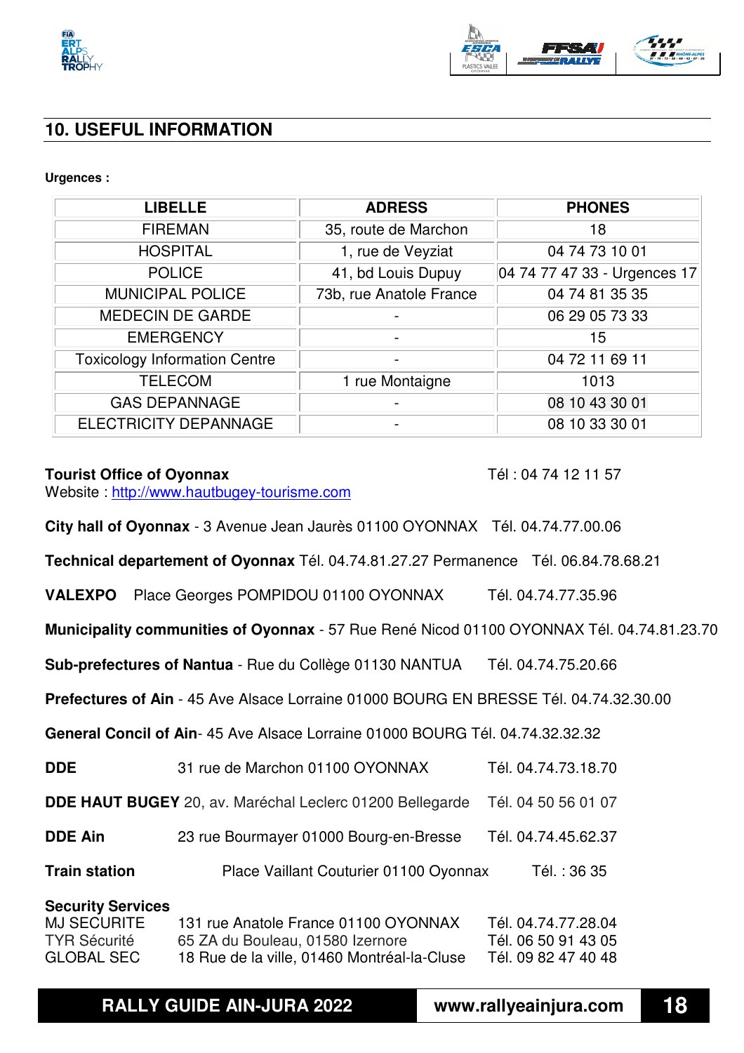## 10. USEFUL INFORMATION

**Urgences :**

| LIBELLE | ADRESS | PHONES |
|---|---|---|
| FIREMAN | 35, route de Marchon | 18 |
| HOSPITAL | 1, rue de Veyziat | 04 74 73 10 01 |
| POLICE | 41, bd Louis Dupuy | 04 74 77 47 33 - Urgences 17 |
| MUNICIPAL POLICE | 73b, rue Anatole France | 04 74 81 35 35 |
| MEDECIN DE GARDE | - | 06 29 05 73 33 |
| EMERGENCY | - | 15 |
| Toxicology Information Centre | - | 04 72 11 69 11 |
| TELECOM | 1 rue Montaigne | 1013 |
| GAS DEPANNAGE | - | 08 10 43 30 01 |
| ELECTRICITY DEPANNAGE | - | 08 10 33 30 01 |

**Tourist Office of Oyonnax** Tél : 04 74 12 11 57
Website : http://www.hautbugey-tourisme.com

**City hall of Oyonnax** - 3 Avenue Jean Jaurès 01100 OYONNAX Tél. 04.74.77.00.06

**Technical departement of Oyonnax** Tél. 04.74.81.27.27 Permanence Tél. 06.84.78.68.21

**VALEXPO** Place Georges POMPIDOU 01100 OYONNAX Tél. 04.74.77.35.96

**Municipality communities of Oyonnax** - 57 Rue René Nicod 01100 OYONNAX Tél. 04.74.81.23.70

**Sub-prefectures of Nantua** - Rue du Collège 01130 NANTUA Tél. 04.74.75.20.66

**Prefectures of Ain** - 45 Ave Alsace Lorraine 01000 BOURG EN BRESSE Tél. 04.74.32.30.00

**General Concil of Ain**- 45 Ave Alsace Lorraine 01000 BOURG Tél. 04.74.32.32.32

**DDE** 31 rue de Marchon 01100 OYONNAX Tél. 04.74.73.18.70

**DDE HAUT BUGEY** 20, av. Maréchal Leclerc 01200 Bellegarde Tél. 04 50 56 01 07

**DDE Ain** 23 rue Bourmayer 01000 Bourg-en-Bresse Tél. 04.74.45.62.37

**Train station** Place Vaillant Couturier 01100 Oyonnax Tél. : 36 35

**Security Services**
MJ SECURITE 131 rue Anatole France 01100 OYONNAX Tél. 04.74.77.28.04
TYR Sécurité 65 ZA du Bouleau, 01580 Izernore Tél. 06 50 91 43 05
GLOBAL SEC 18 Rue de la ville, 01460 Montréal-la-Cluse Tél. 09 82 47 40 48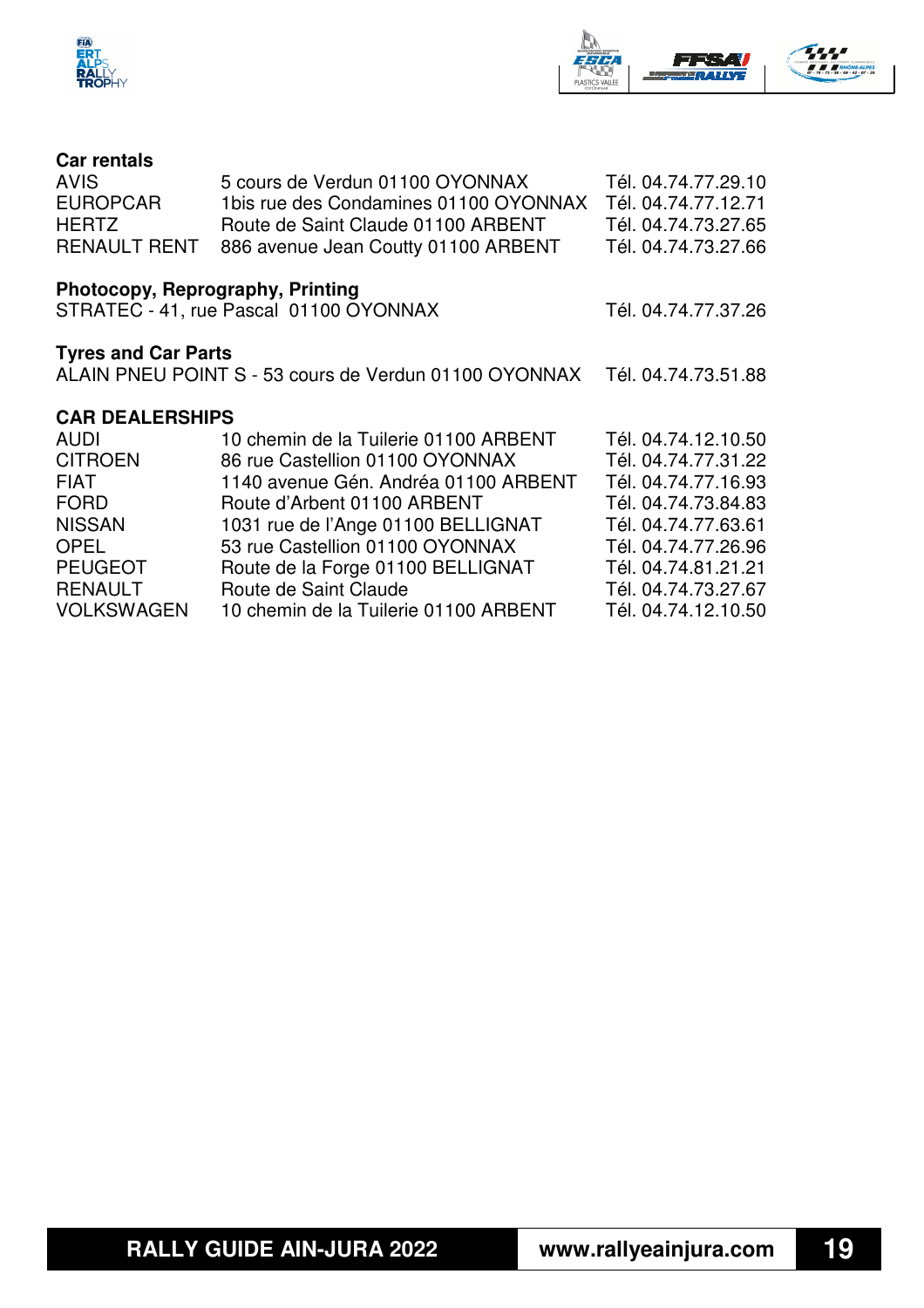**Car rentals**

| | | |
|---|---|---|
| AVIS | 5 cours de Verdun 01100 OYONNAX | Tél. 04.74.77.29.10 |
| EUROPCAR | 1bis rue des Condamines 01100 OYONNAX | Tél. 04.74.77.12.71 |
| HERTZ | Route de Saint Claude 01100 ARBENT | Tél. 04.74.73.27.65 |
| RENAULT RENT | 886 avenue Jean Coutty 01100 ARBENT | Tél. 04.74.73.27.66 |

**Photocopy, Reprography, Printing**

STRATEC - 41, rue Pascal 01100 OYONNAX — Tél. 04.74.77.37.26

**Tyres and Car Parts**

ALAIN PNEU POINT S - 53 cours de Verdun 01100 OYONNAX — Tél. 04.74.73.51.88

**CAR DEALERSHIPS**

| | | |
|---|---|---|
| AUDI | 10 chemin de la Tuilerie 01100 ARBENT | Tél. 04.74.12.10.50 |
| CITROEN | 86 rue Castellion 01100 OYONNAX | Tél. 04.74.77.31.22 |
| FIAT | 1140 avenue Gén. Andréa 01100 ARBENT | Tél. 04.74.77.16.93 |
| FORD | Route d'Arbent 01100 ARBENT | Tél. 04.74.73.84.83 |
| NISSAN | 1031 rue de l'Ange 01100 BELLIGNAT | Tél. 04.74.77.63.61 |
| OPEL | 53 rue Castellion 01100 OYONNAX | Tél. 04.74.77.26.96 |
| PEUGEOT | Route de la Forge 01100 BELLIGNAT | Tél. 04.74.81.21.21 |
| RENAULT | Route de Saint Claude | Tél. 04.74.73.27.67 |
| VOLKSWAGEN | 10 chemin de la Tuilerie 01100 ARBENT | Tél. 04.74.12.10.50 |